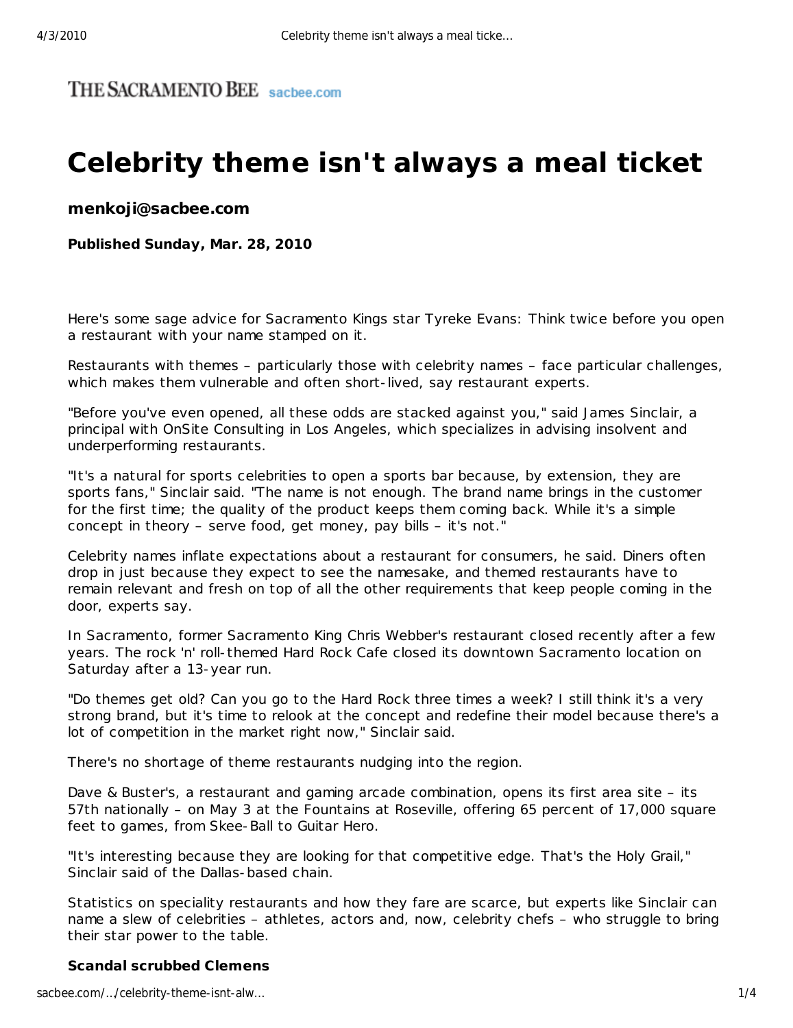THE SACRAMENTO BEE sacbee.com

# Celebrity theme isn't always a meal ticket

**menkoji@sacbee.com**

**Published Sunday, Mar. 28, 2010**

Here's some sage advice for Sacramento Kings star Tyreke Evans: Think twice before you open a restaurant with your name stamped on it.

Restaurants with themes – particularly those with celebrity names – face particular challenges, which makes them vulnerable and often short-lived, say restaurant experts.

"Before you've even opened, all these odds are stacked against you," said James Sinclair, a principal with OnSite Consulting in Los Angeles, which specializes in advising insolvent and underperforming restaurants.

"It's a natural for sports celebrities to open a sports bar because, by extension, they are sports fans," Sinclair said. "The name is not enough. The brand name brings in the customer for the first time; the quality of the product keeps them coming back. While it's a simple concept in theory – serve food, get money, pay bills – it's not."

Celebrity names inflate expectations about a restaurant for consumers, he said. Diners often drop in just because they expect to see the namesake, and themed restaurants have to remain relevant and fresh on top of all the other requirements that keep people coming in the door, experts say.

In Sacramento, former Sacramento King Chris Webber's restaurant closed recently after a few years. The rock 'n' roll-themed Hard Rock Cafe closed its downtown Sacramento location on Saturday after a 13-year run.

"Do themes get old? Can you go to the Hard Rock three times a week? I still think it's a very strong brand, but it's time to relook at the concept and redefine their model because there's a lot of competition in the market right now," Sinclair said.

There's no shortage of theme restaurants nudging into the region.

Dave & Buster's, a restaurant and gaming arcade combination, opens its first area site – its 57th nationally – on May 3 at the Fountains at Roseville, offering 65 percent of 17,000 square feet to games, from Skee-Ball to Guitar Hero.

"It's interesting because they are looking for that competitive edge. That's the Holy Grail," Sinclair said of the Dallas-based chain.

Statistics on speciality restaurants and how they fare are scarce, but experts like Sinclair can name a slew of celebrities – athletes, actors and, now, celebrity chefs – who struggle to bring their star power to the table.

**Scandal scrubbed Clemens**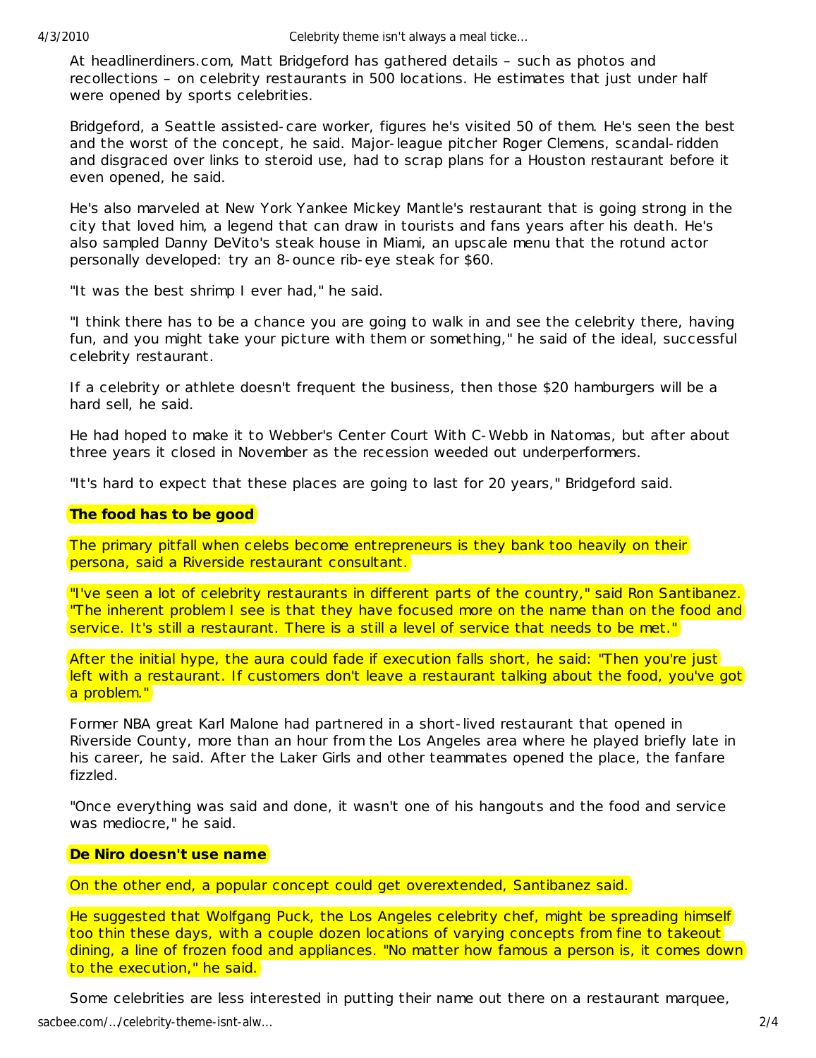At headlinerdiners.com, Matt Bridgeford has gathered details – such as photos and recollections – on celebrity restaurants in 500 locations. He estimates that just under half were opened by sports celebrities.

Bridgeford, a Seattle assisted-care worker, figures he's visited 50 of them. He's seen the best and the worst of the concept, he said. Major-league pitcher Roger Clemens, scandal-ridden and disgraced over links to steroid use, had to scrap plans for a Houston restaurant before it even opened, he said.

He's also marveled at New York Yankee Mickey Mantle's restaurant that is going strong in the city that loved him, a legend that can draw in tourists and fans years after his death. He's also sampled Danny DeVito's steak house in Miami, an upscale menu that the rotund actor personally developed: try an 8-ounce rib-eye steak for $60.

"It was the best shrimp I ever had," he said.

"I think there has to be a chance you are going to walk in and see the celebrity there, having fun, and you might take your picture with them or something," he said of the ideal, successful celebrity restaurant.

If a celebrity or athlete doesn't frequent the business, then those $20 hamburgers will be a hard sell, he said.

He had hoped to make it to Webber's Center Court With C-Webb in Natomas, but after about three years it closed in November as the recession weeded out underperformers.

"It's hard to expect that these places are going to last for 20 years," Bridgeford said.

**The food has to be good**

The primary pitfall when celebs become entrepreneurs is they bank too heavily on their persona, said a Riverside restaurant consultant.

"I've seen a lot of celebrity restaurants in different parts of the country," said Ron Santibanez. "The inherent problem I see is that they have focused more on the name than on the food and service. It's still a restaurant. There is a still a level of service that needs to be met."

After the initial hype, the aura could fade if execution falls short, he said: "Then you're just left with a restaurant. If customers don't leave a restaurant talking about the food, you've got a problem."

Former NBA great Karl Malone had partnered in a short-lived restaurant that opened in Riverside County, more than an hour from the Los Angeles area where he played briefly late in his career, he said. After the Laker Girls and other teammates opened the place, the fanfare fizzled.

"Once everything was said and done, it wasn't one of his hangouts and the food and service was mediocre," he said.

**De Niro doesn't use name**

On the other end, a popular concept could get overextended, Santibanez said.

He suggested that Wolfgang Puck, the Los Angeles celebrity chef, might be spreading himself too thin these days, with a couple dozen locations of varying concepts from fine to takeout dining, a line of frozen food and appliances. "No matter how famous a person is, it comes down to the execution," he said.

Some celebrities are less interested in putting their name out there on a restaurant marquee,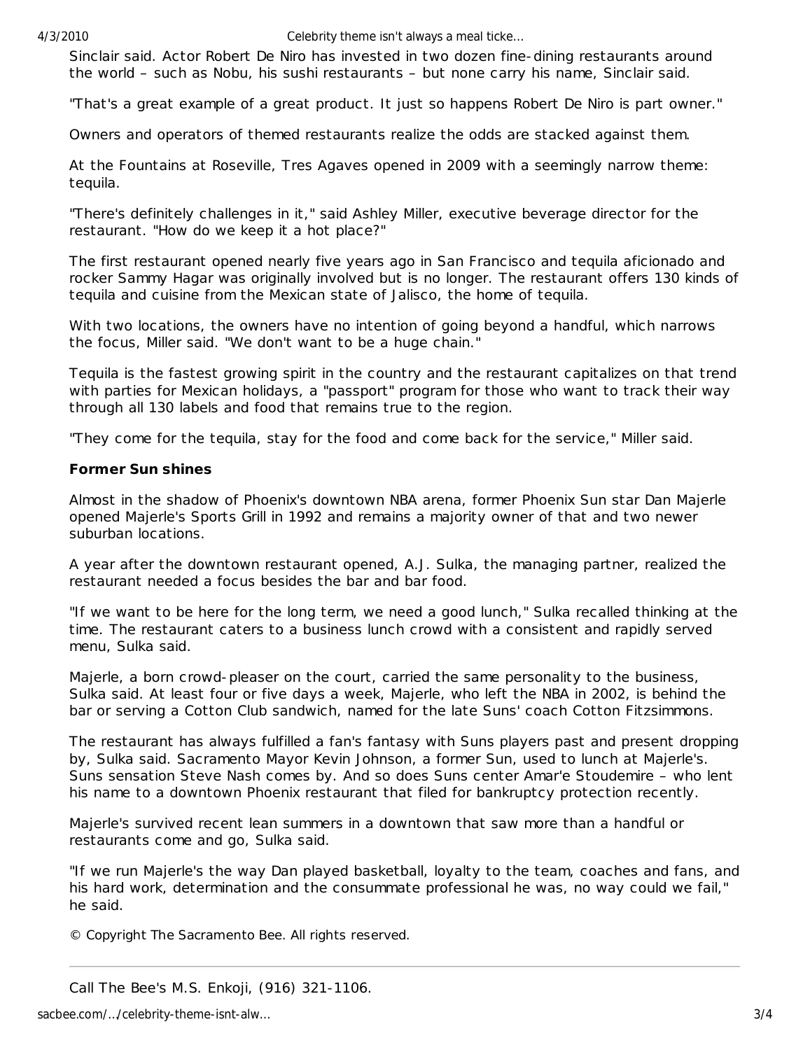Sinclair said. Actor Robert De Niro has invested in two dozen fine-dining restaurants around the world – such as Nobu, his sushi restaurants – but none carry his name, Sinclair said.

"That's a great example of a great product. It just so happens Robert De Niro is part owner."

Owners and operators of themed restaurants realize the odds are stacked against them.

At the Fountains at Roseville, Tres Agaves opened in 2009 with a seemingly narrow theme: tequila.

"There's definitely challenges in it," said Ashley Miller, executive beverage director for the restaurant. "How do we keep it a hot place?"

The first restaurant opened nearly five years ago in San Francisco and tequila aficionado and rocker Sammy Hagar was originally involved but is no longer. The restaurant offers 130 kinds of tequila and cuisine from the Mexican state of Jalisco, the home of tequila.

With two locations, the owners have no intention of going beyond a handful, which narrows the focus, Miller said. "We don't want to be a huge chain."

Tequila is the fastest growing spirit in the country and the restaurant capitalizes on that trend with parties for Mexican holidays, a "passport" program for those who want to track their way through all 130 labels and food that remains true to the region.

"They come for the tequila, stay for the food and come back for the service," Miller said.

**Former Sun shines**

Almost in the shadow of Phoenix's downtown NBA arena, former Phoenix Sun star Dan Majerle opened Majerle's Sports Grill in 1992 and remains a majority owner of that and two newer suburban locations.

A year after the downtown restaurant opened, A.J. Sulka, the managing partner, realized the restaurant needed a focus besides the bar and bar food.

"If we want to be here for the long term, we need a good lunch," Sulka recalled thinking at the time. The restaurant caters to a business lunch crowd with a consistent and rapidly served menu, Sulka said.

Majerle, a born crowd-pleaser on the court, carried the same personality to the business, Sulka said. At least four or five days a week, Majerle, who left the NBA in 2002, is behind the bar or serving a Cotton Club sandwich, named for the late Suns' coach Cotton Fitzsimmons.

The restaurant has always fulfilled a fan's fantasy with Suns players past and present dropping by, Sulka said. Sacramento Mayor Kevin Johnson, a former Sun, used to lunch at Majerle's. Suns sensation Steve Nash comes by. And so does Suns center Amar'e Stoudemire – who lent his name to a downtown Phoenix restaurant that filed for bankruptcy protection recently.

Majerle's survived recent lean summers in a downtown that saw more than a handful or restaurants come and go, Sulka said.

"If we run Majerle's the way Dan played basketball, loyalty to the team, coaches and fans, and his hard work, determination and the consummate professional he was, no way could we fail," he said.

© Copyright The Sacramento Bee. All rights reserved.

---

Call The Bee's M.S. Enkoji, (916) 321-1106.